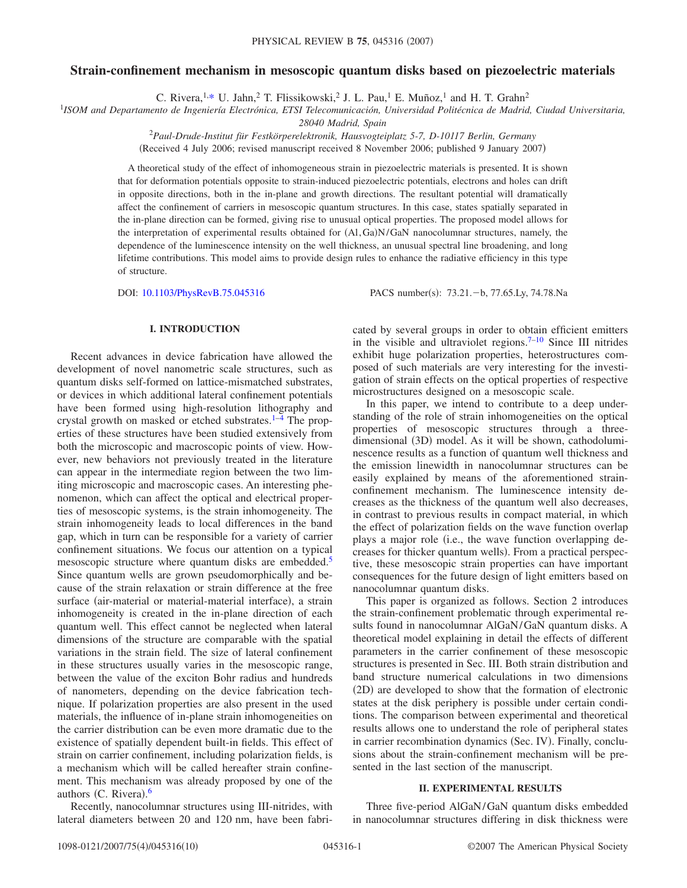# Strain-confinement mechanism in mesoscopic quantum disks based on piezoelectric materials

C. Rivera,[1,*] U. Jahn,[2] T. Flissikowski,[2] J. L. Pau,[1] E. Muñoz,[1] and H. T. Grahn[2]

[1]*ISOM and Departamento de Ingeniería Electrónica, ETSI Telecomunicación, Universidad Politécnica de Madrid, Ciudad Universitaria, 28040 Madrid, Spain*

[2]*Paul-Drude-Institut für Festkörperelektronik, Hausvogteiplatz 5-7, D-10117 Berlin, Germany*

(Received 4 July 2006; revised manuscript received 8 November 2006; published 9 January 2007)

A theoretical study of the effect of inhomogeneous strain in piezoelectric materials is presented. It is shown that for deformation potentials opposite to strain-induced piezoelectric potentials, electrons and holes can drift in opposite directions, both in the in-plane and growth directions. The resultant potential will dramatically affect the confinement of carriers in mesoscopic quantum structures. In this case, states spatially separated in the in-plane direction can be formed, giving rise to unusual optical properties. The proposed model allows for the interpretation of experimental results obtained for (Al,Ga)N/GaN nanocolumnar structures, namely, the dependence of the luminescence intensity on the well thickness, an unusual spectral line broadening, and long lifetime contributions. This model aims to provide design rules to enhance the radiative efficiency in this type of structure.

DOI: 10.1103/PhysRevB.75.045316 PACS number(s): 73.21.−b, 77.65.Ly, 74.78.Na

## I. INTRODUCTION

Recent advances in device fabrication have allowed the development of novel nanometric scale structures, such as quantum disks self-formed on lattice-mismatched substrates, or devices in which additional lateral confinement potentials have been formed using high-resolution lithography and crystal growth on masked or etched substrates.[1–4] The properties of these structures have been studied extensively from both the microscopic and macroscopic points of view. However, new behaviors not previously treated in the literature can appear in the intermediate region between the two limiting microscopic and macroscopic cases. An interesting phenomenon, which can affect the optical and electrical properties of mesoscopic systems, is the strain inhomogeneity. The strain inhomogeneity leads to local differences in the band gap, which in turn can be responsible for a variety of carrier confinement situations. We focus our attention on a typical mesoscopic structure where quantum disks are embedded.[5] Since quantum wells are grown pseudomorphically and because of the strain relaxation or strain difference at the free surface (air-material or material-material interface), a strain inhomogeneity is created in the in-plane direction of each quantum well. This effect cannot be neglected when lateral dimensions of the structure are comparable with the spatial variations in the strain field. The size of lateral confinement in these structures usually varies in the mesoscopic range, between the value of the exciton Bohr radius and hundreds of nanometers, depending on the device fabrication technique. If polarization properties are also present in the used materials, the influence of in-plane strain inhomogeneities on the carrier distribution can be even more dramatic due to the existence of spatially dependent built-in fields. This effect of strain on carrier confinement, including polarization fields, is a mechanism which will be called hereafter strain confinement. This mechanism was already proposed by one of the authors (C. Rivera).[6]

Recently, nanocolumnar structures using III-nitrides, with lateral diameters between 20 and 120 nm, have been fabricated by several groups in order to obtain efficient emitters in the visible and ultraviolet regions.[7–10] Since III nitrides exhibit huge polarization properties, heterostructures composed of such materials are very interesting for the investigation of strain effects on the optical properties of respective microstructures designed on a mesoscopic scale.

In this paper, we intend to contribute to a deep understanding of the role of strain inhomogeneities on the optical properties of mesoscopic structures through a three-dimensional (3D) model. As it will be shown, cathodoluminescence results as a function of quantum well thickness and the emission linewidth in nanocolumnar structures can be easily explained by means of the aforementioned strain-confinement mechanism. The luminescence intensity decreases as the thickness of the quantum well also decreases, in contrast to previous results in compact material, in which the effect of polarization fields on the wave function overlap plays a major role (i.e., the wave function overlapping decreases for thicker quantum wells). From a practical perspective, these mesoscopic strain properties can have important consequences for the future design of light emitters based on nanocolumnar quantum disks.

This paper is organized as follows. Section 2 introduces the strain-confinement problematic through experimental results found in nanocolumnar AlGaN/GaN quantum disks. A theoretical model explaining in detail the effects of different parameters in the carrier confinement of these mesoscopic structures is presented in Sec. III. Both strain distribution and band structure numerical calculations in two dimensions (2D) are developed to show that the formation of electronic states at the disk periphery is possible under certain conditions. The comparison between experimental and theoretical results allows one to understand the role of peripheral states in carrier recombination dynamics (Sec. IV). Finally, conclusions about the strain-confinement mechanism will be presented in the last section of the manuscript.

## II. EXPERIMENTAL RESULTS

Three five-period AlGaN/GaN quantum disks embedded in nanocolumnar structures differing in disk thickness were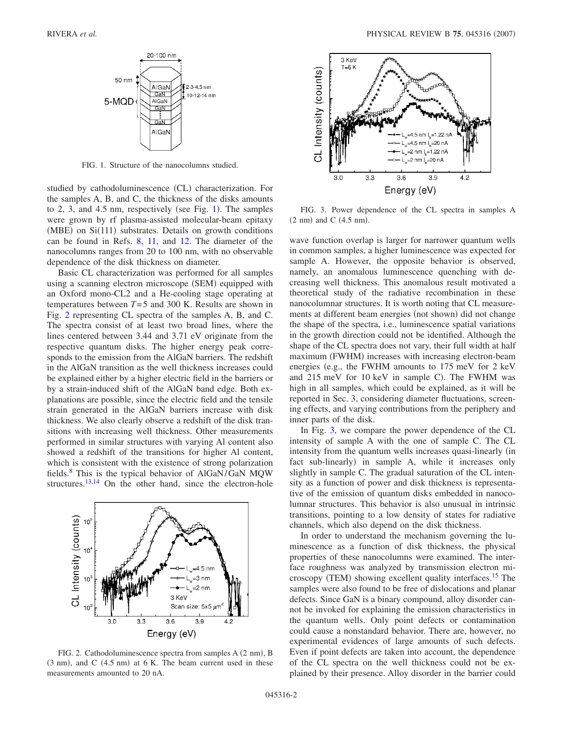FIG. 1. Structure of the nanocolumns studied.

studied by cathodoluminescence (CL) characterization. For the samples A, B, and C, the thickness of the disks amounts to 2, 3, and 4.5 nm, respectively (see Fig. 1). The samples were grown by rf plasma-assisted molecular-beam epitaxy (MBE) on Si(111) substrates. Details on growth conditions can be found in Refs. 8, 11, and 12. The diameter of the nanocolumns ranges from 20 to 100 nm, with no observable dependence of the disk thickness on diameter.

Basic CL characterization was performed for all samples using a scanning electron microscope (SEM) equipped with an Oxford mono-CL2 and a He-cooling stage operating at temperatures between $T=5$ and 300 K. Results are shown in Fig. 2 representing CL spectra of the samples A, B, and C. The spectra consist of at least two broad lines, where the lines centered between 3.44 and 3.71 eV originate from the respective quantum disks. The higher energy peak corresponds to the emission from the AlGaN barriers. The redshift in the AlGaN transition as the well thickness increases could be explained either by a higher electric field in the barriers or by a strain-induced shift of the AlGaN band edge. Both explanations are possible, since the electric field and the tensile strain generated in the AlGaN barriers increase with disk thickness. We also clearly observe a redshift of the disk transitions with increasing well thickness. Other measurements performed in similar structures with varying Al content also showed a redshift of the transitions for higher Al content, which is consistent with the existence of strong polarization fields.[8] This is the typical behavior of AlGaN/GaN MQW structures.[13,14] On the other hand, since the electron-hole

FIG. 2. Cathodoluminescence spectra from samples A (2 nm), B (3 nm), and C (4.5 nm) at 6 K. The beam current used in these measurements amounted to 20 nA.

FIG. 3. Power dependence of the CL spectra in samples A (2 nm) and C (4.5 nm).

wave function overlap is larger for narrower quantum wells in common samples, a higher luminescence was expected for sample A. However, the opposite behavior is observed, namely, an anomalous luminescence quenching with decreasing well thickness. This anomalous result motivated a theoretical study of the radiative recombination in these nanocolumnar structures. It is worth noting that CL measurements at different beam energies (not shown) did not change the shape of the spectra, i.e., luminescence spatial variations in the growth direction could not be identified. Although the shape of the CL spectra does not vary, their full width at half maximum (FWHM) increases with increasing electron-beam energies (e.g., the FWHM amounts to 175 meV for 2 keV and 215 meV for 10 keV in sample C). The FWHM was high in all samples, which could be explained, as it will be reported in Sec. 3, considering diameter fluctuations, screening effects, and varying contributions from the periphery and inner parts of the disk.

In Fig. 3, we compare the power dependence of the CL intensity of sample A with the one of sample C. The CL intensity from the quantum wells increases quasi-linearly (in fact sub-linearly) in sample A, while it increases only slightly in sample C. The gradual saturation of the CL intensity as a function of power and disk thickness is representative of the emission of quantum disks embedded in nanocolumnar structures. This behavior is also unusual in intrinsic transitions, pointing to a low density of states for radiative channels, which also depend on the disk thickness.

In order to understand the mechanism governing the luminescence as a function of disk thickness, the physical properties of these nanocolumns were examined. The interface roughness was analyzed by transmission electron microscopy (TEM) showing excellent quality interfaces.[15] The samples were also found to be free of dislocations and planar defects. Since GaN is a binary compound, alloy disorder cannot be invoked for explaining the emission characteristics in the quantum wells. Only point defects or contamination could cause a nonstandard behavior. There are, however, no experimental evidences of large amounts of such defects. Even if point defects are taken into account, the dependence of the CL spectra on the well thickness could not be explained by their presence. Alloy disorder in the barrier could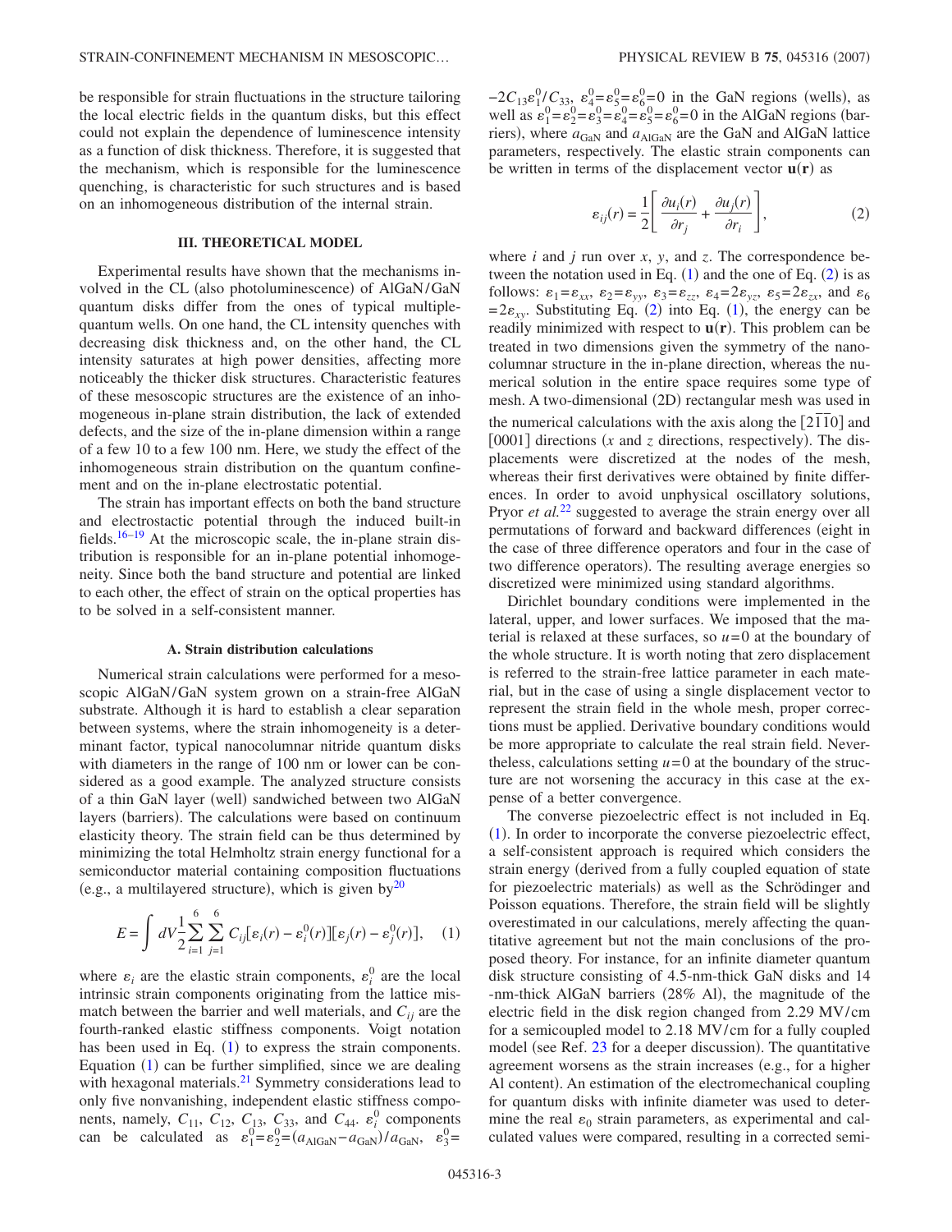be responsible for strain fluctuations in the structure tailoring the local electric fields in the quantum disks, but this effect could not explain the dependence of luminescence intensity as a function of disk thickness. Therefore, it is suggested that the mechanism, which is responsible for the luminescence quenching, is characteristic for such structures and is based on an inhomogeneous distribution of the internal strain.

## III. THEORETICAL MODEL

Experimental results have shown that the mechanisms involved in the CL (also photoluminescence) of AlGaN/GaN quantum disks differ from the ones of typical multiple-quantum wells. On one hand, the CL intensity quenches with decreasing disk thickness and, on the other hand, the CL intensity saturates at high power densities, affecting more noticeably the thicker disk structures. Characteristic features of these mesoscopic structures are the existence of an inhomogeneous in-plane strain distribution, the lack of extended defects, and the size of the in-plane dimension within a range of a few 10 to a few 100 nm. Here, we study the effect of the inhomogeneous strain distribution on the quantum confinement and on the in-plane electrostatic potential.

The strain has important effects on both the band structure and electrostactic potential through the induced built-in fields.[16–19] At the microscopic scale, the in-plane strain distribution is responsible for an in-plane potential inhomogeneity. Since both the band structure and potential are linked to each other, the effect of strain on the optical properties has to be solved in a self-consistent manner.

### A. Strain distribution calculations

Numerical strain calculations were performed for a mesoscopic AlGaN/GaN system grown on a strain-free AlGaN substrate. Although it is hard to establish a clear separation between systems, where the strain inhomogeneity is a determinant factor, typical nanocolumnar nitride quantum disks with diameters in the range of 100 nm or lower can be considered as a good example. The analyzed structure consists of a thin GaN layer (well) sandwiched between two AlGaN layers (barriers). The calculations were based on continuum elasticity theory. The strain field can be thus determined by minimizing the total Helmholtz strain energy functional for a semiconductor material containing composition fluctuations (e.g., a multilayered structure), which is given by[20]

$$E = \int dV \frac{1}{2} \sum_{i=1}^{6} \sum_{j=1}^{6} C_{ij}[\varepsilon_i(r) - \varepsilon_i^0(r)][\varepsilon_j(r) - \varepsilon_j^0(r)], \quad (1)$$

where $\varepsilon_i$ are the elastic strain components, $\varepsilon_i^0$ are the local intrinsic strain components originating from the lattice mismatch between the barrier and well materials, and $C_{ij}$ are the fourth-ranked elastic stiffness components. Voigt notation has been used in Eq. (1) to express the strain components. Equation (1) can be further simplified, since we are dealing with hexagonal materials.[21] Symmetry considerations lead to only five nonvanishing, independent elastic stiffness components, namely, $C_{11}$, $C_{12}$, $C_{13}$, $C_{33}$, and $C_{44}$. $\varepsilon_i^0$ components can be calculated as $\varepsilon_1^0 = \varepsilon_2^0 = (a_{\mathrm{AlGaN}} - a_{\mathrm{GaN}})/a_{\mathrm{GaN}}$, $\varepsilon_3^0 = -2C_{13}\varepsilon_1^0/C_{33}$, $\varepsilon_4^0 = \varepsilon_5^0 = \varepsilon_6^0 = 0$ in the GaN regions (wells), as well as $\varepsilon_1^0 = \varepsilon_2^0 = \varepsilon_3^0 = \varepsilon_4^0 = \varepsilon_5^0 = \varepsilon_6^0 = 0$ in the AlGaN regions (barriers), where $a_{\mathrm{GaN}}$ and $a_{\mathrm{AlGaN}}$ are the GaN and AlGaN lattice parameters, respectively. The elastic strain components can be written in terms of the displacement vector $\mathbf{u}(\mathbf{r})$ as

$$\varepsilon_{ij}(r) = \frac{1}{2}\left[\frac{\partial u_i(r)}{\partial r_j} + \frac{\partial u_j(r)}{\partial r_i}\right], \quad (2)$$

where $i$ and $j$ run over $x$, $y$, and $z$. The correspondence between the notation used in Eq. (1) and the one of Eq. (2) is as follows: $\varepsilon_1 = \varepsilon_{xx}$, $\varepsilon_2 = \varepsilon_{yy}$, $\varepsilon_3 = \varepsilon_{zz}$, $\varepsilon_4 = 2\varepsilon_{yz}$, $\varepsilon_5 = 2\varepsilon_{zx}$, and $\varepsilon_6 = 2\varepsilon_{xy}$. Substituting Eq. (2) into Eq. (1), the energy can be readily minimized with respect to $\mathbf{u}(\mathbf{r})$. This problem can be treated in two dimensions given the symmetry of the nanocolumnar structure in the in-plane direction, whereas the numerical solution in the entire space requires some type of mesh. A two-dimensional (2D) rectangular mesh was used in the numerical calculations with the axis along the $[2\bar{1}\bar{1}0]$ and $[0001]$ directions ($x$ and $z$ directions, respectively). The displacements were discretized at the nodes of the mesh, whereas their first derivatives were obtained by finite differences. In order to avoid unphysical oscillatory solutions, Pryor *et al.*[22] suggested to average the strain energy over all permutations of forward and backward differences (eight in the case of three difference operators and four in the case of two difference operators). The resulting average energies so discretized were minimized using standard algorithms.

Dirichlet boundary conditions were implemented in the lateral, upper, and lower surfaces. We imposed that the material is relaxed at these surfaces, so $u=0$ at the boundary of the whole structure. It is worth noting that zero displacement is referred to the strain-free lattice parameter in each material, but in the case of using a single displacement vector to represent the strain field in the whole mesh, proper corrections must be applied. Derivative boundary conditions would be more appropriate to calculate the real strain field. Nevertheless, calculations setting $u=0$ at the boundary of the structure are not worsening the accuracy in this case at the expense of a better convergence.

The converse piezoelectric effect is not included in Eq. (1). In order to incorporate the converse piezoelectric effect, a self-consistent approach is required which considers the strain energy (derived from a fully coupled equation of state for piezoelectric materials) as well as the Schrödinger and Poisson equations. Therefore, the strain field will be slightly overestimated in our calculations, merely affecting the quantitative agreement but not the main conclusions of the proposed theory. For instance, for an infinite diameter quantum disk structure consisting of 4.5-nm-thick GaN disks and 14-nm-thick AlGaN barriers (28% Al), the magnitude of the electric field in the disk region changed from 2.29 MV/cm for a semicoupled model to 2.18 MV/cm for a fully coupled model (see Ref. 23 for a deeper discussion). The quantitative agreement worsens as the strain increases (e.g., for a higher Al content). An estimation of the electromechanical coupling for quantum disks with infinite diameter was used to determine the real $\varepsilon_0$ strain parameters, as experimental and calculated values were compared, resulting in a corrected semi-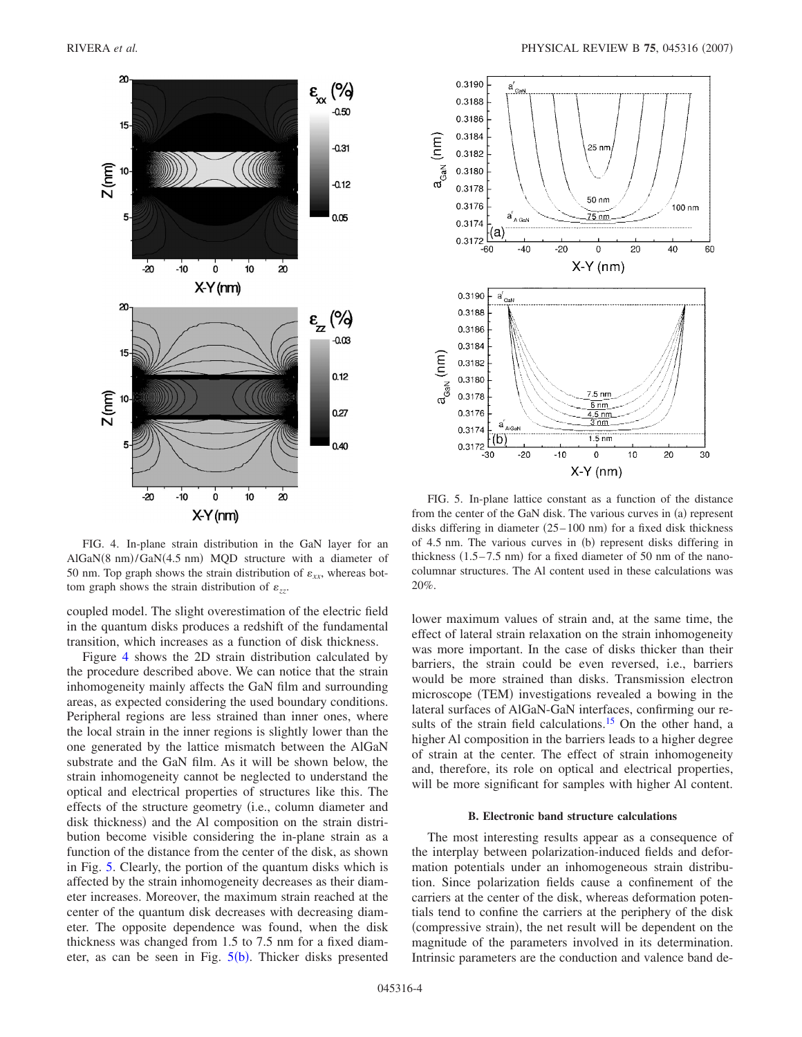FIG. 4. In-plane strain distribution in the GaN layer for an AlGaN(8 nm)/GaN(4.5 nm) MQD structure with a diameter of 50 nm. Top graph shows the strain distribution of $\varepsilon_{xx}$, whereas bottom graph shows the strain distribution of $\varepsilon_{zz}$.

FIG. 5. In-plane lattice constant as a function of the distance from the center of the GaN disk. The various curves in (a) represent disks differing in diameter (25–100 nm) for a fixed disk thickness of 4.5 nm. The various curves in (b) represent disks differing in thickness (1.5–7.5 nm) for a fixed diameter of 50 nm of the nanocolumnar structures. The Al content used in these calculations was 20%.

coupled model. The slight overestimation of the electric field in the quantum disks produces a redshift of the fundamental transition, which increases as a function of disk thickness.

Figure 4 shows the 2D strain distribution calculated by the procedure described above. We can notice that the strain inhomogeneity mainly affects the GaN film and surrounding areas, as expected considering the used boundary conditions. Peripheral regions are less strained than inner ones, where the local strain in the inner regions is slightly lower than the one generated by the lattice mismatch between the AlGaN substrate and the GaN film. As it will be shown below, the strain inhomogeneity cannot be neglected to understand the optical and electrical properties of structures like this. The effects of the structure geometry (i.e., column diameter and disk thickness) and the Al composition on the strain distribution become visible considering the in-plane strain as a function of the distance from the center of the disk, as shown in Fig. 5. Clearly, the portion of the quantum disks which is affected by the strain inhomogeneity decreases as their diameter increases. Moreover, the maximum strain reached at the center of the quantum disk decreases with decreasing diameter. The opposite dependence was found, when the disk thickness was changed from 1.5 to 7.5 nm for a fixed diameter, as can be seen in Fig. 5(b). Thicker disks presented lower maximum values of strain and, at the same time, the effect of lateral strain relaxation on the strain inhomogeneity was more important. In the case of disks thicker than their barriers, the strain could be even reversed, i.e., barriers would be more strained than disks. Transmission electron microscope (TEM) investigations revealed a bowing in the lateral surfaces of AlGaN-GaN interfaces, confirming our results of the strain field calculations.[15] On the other hand, a higher Al composition in the barriers leads to a higher degree of strain at the center. The effect of strain inhomogeneity and, therefore, its role on optical and electrical properties, will be more significant for samples with higher Al content.

### B. Electronic band structure calculations

The most interesting results appear as a consequence of the interplay between polarization-induced fields and deformation potentials under an inhomogeneous strain distribution. Since polarization fields cause a confinement of the carriers at the center of the disk, whereas deformation potentials tend to confine the carriers at the periphery of the disk (compressive strain), the net result will be dependent on the magnitude of the parameters involved in its determination. Intrinsic parameters are the conduction and valence band de-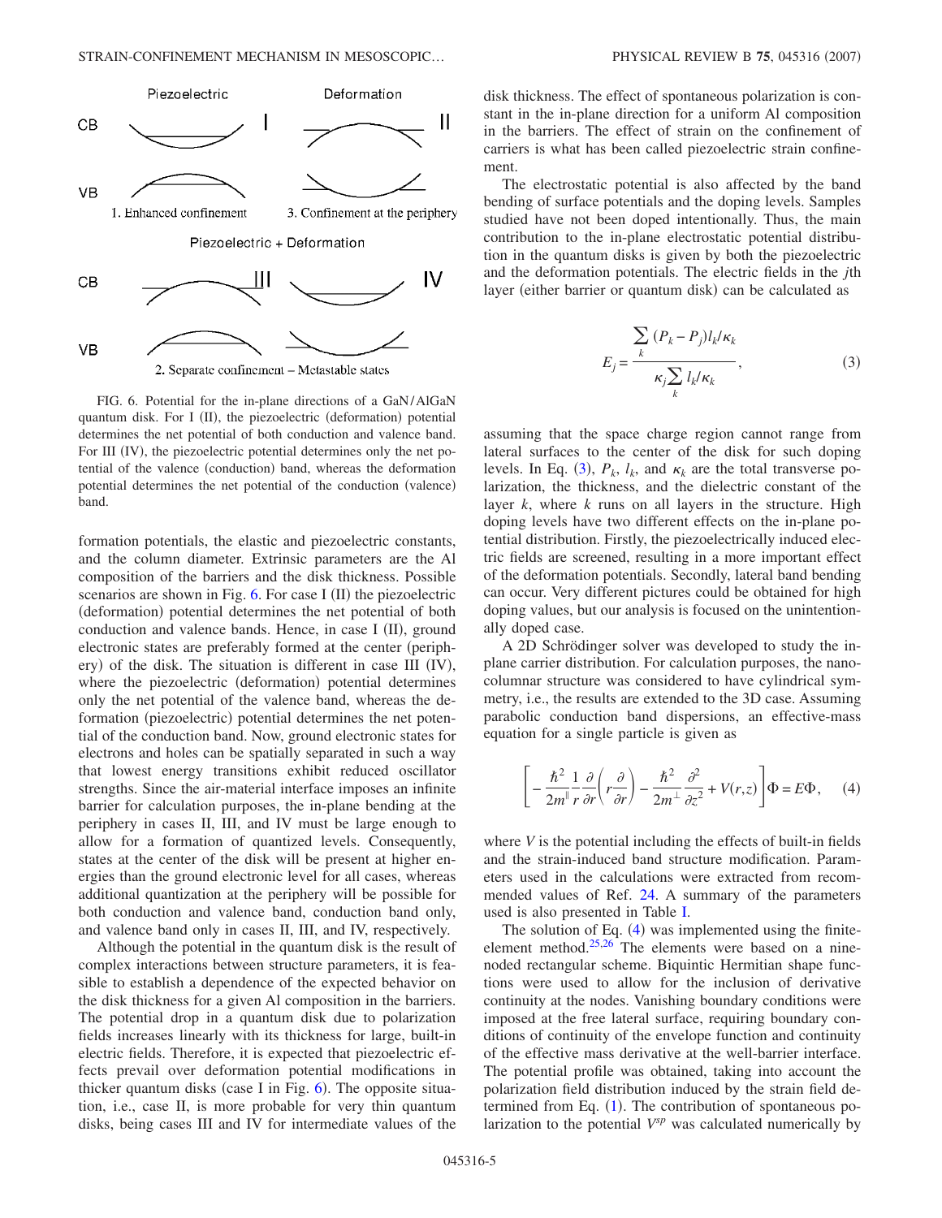Piezoelectric

Deformation

CB

I

II

VB

1. Enhanced confinement

3. Confinement at the periphery

Piezoelectric + Deformation

CB

III

IV

VB

2. Separate confinement – Metastable states

FIG. 6. Potential for the in-plane directions of a GaN/AlGaN quantum disk. For I (II), the piezoelectric (deformation) potential determines the net potential of both conduction and valence band. For III (IV), the piezoelectric potential determines only the net potential of the valence (conduction) band, whereas the deformation potential determines the net potential of the conduction (valence) band.

formation potentials, the elastic and piezoelectric constants, and the column diameter. Extrinsic parameters are the Al composition of the barriers and the disk thickness. Possible scenarios are shown in Fig. 6. For case I (II) the piezoelectric (deformation) potential determines the net potential of both conduction and valence bands. Hence, in case I (II), ground electronic states are preferably formed at the center (periphery) of the disk. The situation is different in case III (IV), where the piezoelectric (deformation) potential determines only the net potential of the valence band, whereas the deformation (piezoelectric) potential determines the net potential of the conduction band. Now, ground electronic states for electrons and holes can be spatially separated in such a way that lowest energy transitions exhibit reduced oscillator strengths. Since the air-material interface imposes an infinite barrier for calculation purposes, the in-plane bending at the periphery in cases II, III, and IV must be large enough to allow for a formation of quantized levels. Consequently, states at the center of the disk will be present at higher energies than the ground electronic level for all cases, whereas additional quantization at the periphery will be possible for both conduction and valence band, conduction band only, and valence band only in cases II, III, and IV, respectively.

Although the potential in the quantum disk is the result of complex interactions between structure parameters, it is feasible to establish a dependence of the expected behavior on the disk thickness for a given Al composition in the barriers. The potential drop in a quantum disk due to polarization fields increases linearly with its thickness for large, built-in electric fields. Therefore, it is expected that piezoelectric effects prevail over deformation potential modifications in thicker quantum disks (case I in Fig. 6). The opposite situation, i.e., case II, is more probable for very thin quantum disks, being cases III and IV for intermediate values of the disk thickness. The effect of spontaneous polarization is constant in the in-plane direction for a uniform Al composition in the barriers. The effect of strain on the confinement of carriers is what has been called piezoelectric strain confinement.

The electrostatic potential is also affected by the band bending of surface potentials and the doping levels. Samples studied have not been doped intentionally. Thus, the main contribution to the in-plane electrostatic potential distribution in the quantum disks is given by both the piezoelectric and the deformation potentials. The electric fields in the $j$th layer (either barrier or quantum disk) can be calculated as

$$E_j = \frac{\sum_k (P_k - P_j) l_k / \kappa_k}{\kappa_j \sum_k l_k / \kappa_k}, \tag{3}$$

assuming that the space charge region cannot range from lateral surfaces to the center of the disk for such doping levels. In Eq. (3), $P_k$, $l_k$, and $\kappa_k$ are the total transverse polarization, the thickness, and the dielectric constant of the layer $k$, where $k$ runs on all layers in the structure. High doping levels have two different effects on the in-plane potential distribution. Firstly, the piezoelectrically induced electric fields are screened, resulting in a more important effect of the deformation potentials. Secondly, lateral band bending can occur. Very different pictures could be obtained for high doping values, but our analysis is focused on the unintentionally doped case.

A 2D Schrödinger solver was developed to study the in-plane carrier distribution. For calculation purposes, the nanocolumnar structure was considered to have cylindrical symmetry, i.e., the results are extended to the 3D case. Assuming parabolic conduction band dispersions, an effective-mass equation for a single particle is given as

$$\left[ -\frac{\hbar^2}{2m^{\parallel}} \frac{1}{r} \frac{\partial}{\partial r}\left( r \frac{\partial}{\partial r} \right) - \frac{\hbar^2}{2m^{\perp}} \frac{\partial^2}{\partial z^2} + V(r,z) \right] \Phi = E \Phi, \tag{4}$$

where $V$ is the potential including the effects of built-in fields and the strain-induced band structure modification. Parameters used in the calculations were extracted from recommended values of Ref. 24. A summary of the parameters used is also presented in Table I.

The solution of Eq. (4) was implemented using the finite-element method.[25,26] The elements were based on a nine-noded rectangular scheme. Biquintic Hermitian shape functions were used to allow for the inclusion of derivative continuity at the nodes. Vanishing boundary conditions were imposed at the free lateral surface, requiring boundary conditions of continuity of the envelope function and continuity of the effective mass derivative at the well-barrier interface. The potential profile was obtained, taking into account the polarization field distribution induced by the strain field determined from Eq. (1). The contribution of spontaneous polarization to the potential $V^{sp}$ was calculated numerically by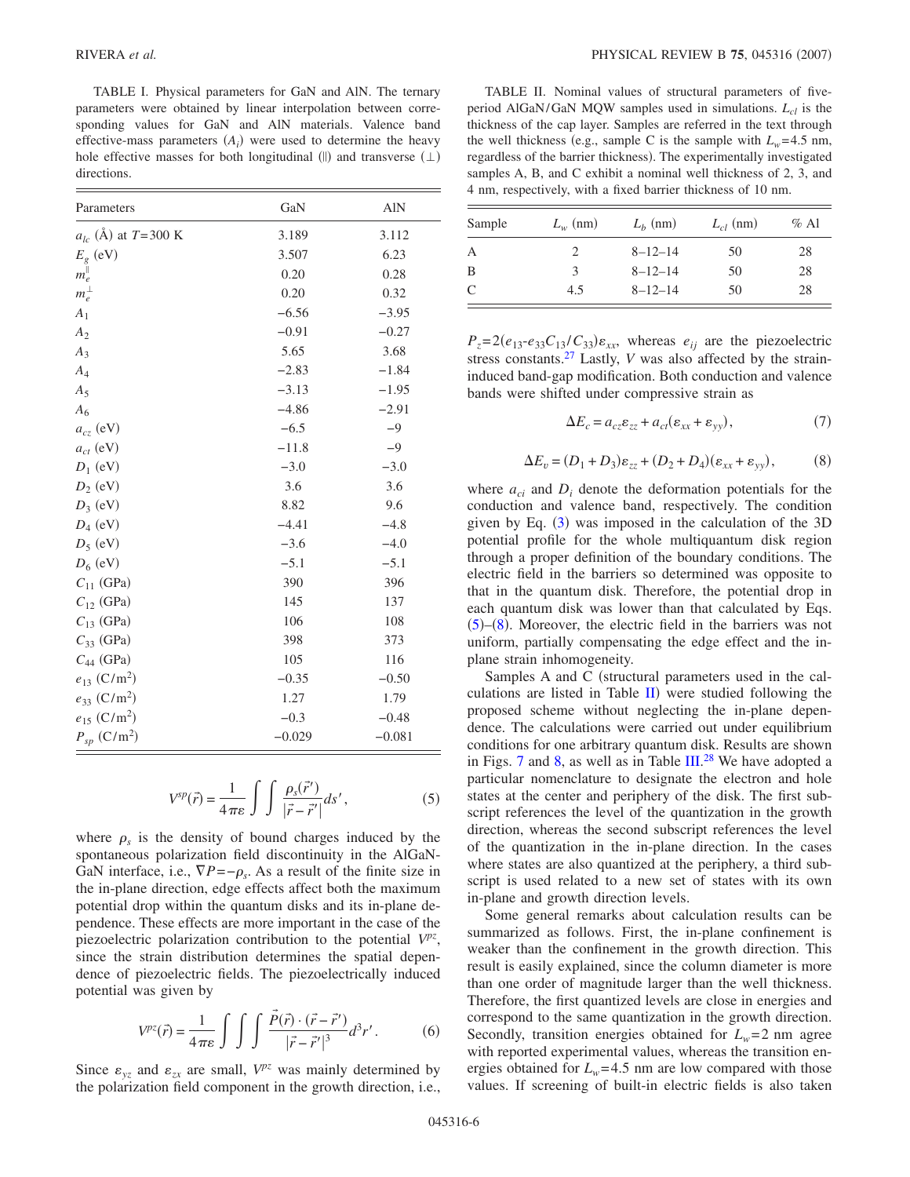TABLE I. Physical parameters for GaN and AlN. The ternary parameters were obtained by linear interpolation between corresponding values for GaN and AlN materials. Valence band effective-mass parameters ($A_i$) were used to determine the heavy hole effective masses for both longitudinal (∥) and transverse (⊥) directions.

| Parameters | GaN | AlN |
|---|---|---|
| $a_{lc}$ (Å) at $T=300$ K | 3.189 | 3.112 |
| $E_g$ (eV) | 3.507 | 6.23 |
| $m_e^{\parallel}$ | 0.20 | 0.28 |
| $m_e^{\perp}$ | 0.20 | 0.32 |
| $A_1$ | −6.56 | −3.95 |
| $A_2$ | −0.91 | −0.27 |
| $A_3$ | 5.65 | 3.68 |
| $A_4$ | −2.83 | −1.84 |
| $A_5$ | −3.13 | −1.95 |
| $A_6$ | −4.86 | −2.91 |
| $a_{cz}$ (eV) | −6.5 | −9 |
| $a_{ct}$ (eV) | −11.8 | −9 |
| $D_1$ (eV) | −3.0 | −3.0 |
| $D_2$ (eV) | 3.6 | 3.6 |
| $D_3$ (eV) | 8.82 | 9.6 |
| $D_4$ (eV) | −4.41 | −4.8 |
| $D_5$ (eV) | −3.6 | −4.0 |
| $D_6$ (eV) | −5.1 | −5.1 |
| $C_{11}$ (GPa) | 390 | 396 |
| $C_{12}$ (GPa) | 145 | 137 |
| $C_{13}$ (GPa) | 106 | 108 |
| $C_{33}$ (GPa) | 398 | 373 |
| $C_{44}$ (GPa) | 105 | 116 |
| $e_{13}$ (C/m$^2$) | −0.35 | −0.50 |
| $e_{33}$ (C/m$^2$) | 1.27 | 1.79 |
| $e_{15}$ (C/m$^2$) | −0.3 | −0.48 |
| $P_{sp}$ (C/m$^2$) | −0.029 | −0.081 |

$$V^{sp}(\vec{r}) = \frac{1}{4\pi\varepsilon} \int\int \frac{\rho_s(\vec{r}\,')}{|\vec{r}-\vec{r}\,'|} ds', \tag{5}$$

where $\rho_s$ is the density of bound charges induced by the spontaneous polarization field discontinuity in the AlGaN-GaN interface, i.e., $\nabla P = -\rho_s$. As a result of the finite size in the in-plane direction, edge effects affect both the maximum potential drop within the quantum disks and its in-plane dependence. These effects are more important in the case of the piezoelectric polarization contribution to the potential $V^{pz}$, since the strain distribution determines the spatial dependence of piezoelectric fields. The piezoelectrically induced potential was given by

$$V^{pz}(\vec{r}) = \frac{1}{4\pi\varepsilon} \int\int\int \frac{\vec{P}(\vec{r}) \cdot (\vec{r}-\vec{r}\,')}{|\vec{r}-\vec{r}\,'|^3} d^3r'. \tag{6}$$

Since $\varepsilon_{yz}$ and $\varepsilon_{zx}$ are small, $V^{pz}$ was mainly determined by the polarization field component in the growth direction, i.e., $P_z = 2(e_{13} - e_{33}C_{13}/C_{33})\varepsilon_{xx}$, whereas $e_{ij}$ are the piezoelectric stress constants.[27] Lastly, $V$ was also affected by the strain-induced band-gap modification. Both conduction and valence bands were shifted under compressive strain as

$$\Delta E_c = a_{cz}\varepsilon_{zz} + a_{ct}(\varepsilon_{xx} + \varepsilon_{yy}), \tag{7}$$

$$\Delta E_v = (D_1 + D_3)\varepsilon_{zz} + (D_2 + D_4)(\varepsilon_{xx} + \varepsilon_{yy}), \tag{8}$$

where $a_{ci}$ and $D_i$ denote the deformation potentials for the conduction and valence band, respectively. The condition given by Eq. (3) was imposed in the calculation of the 3D potential profile for the whole multiquantum disk region through a proper definition of the boundary conditions. The electric field in the barriers so determined was opposite to that in the quantum disk. Therefore, the potential drop in each quantum disk was lower than that calculated by Eqs. (5)–(8). Moreover, the electric field in the barriers was not uniform, partially compensating the edge effect and the in-plane strain inhomogeneity.

TABLE II. Nominal values of structural parameters of five-period AlGaN/GaN MQW samples used in simulations. $L_{cl}$ is the thickness of the cap layer. Samples are referred in the text through the well thickness (e.g., sample C is the sample with $L_w$=4.5 nm, regardless of the barrier thickness). The experimentally investigated samples A, B, and C exhibit a nominal well thickness of 2, 3, and 4 nm, respectively, with a fixed barrier thickness of 10 nm.

| Sample | $L_w$ (nm) | $L_b$ (nm) | $L_{cl}$ (nm) | % Al |
|---|---|---|---|---|
| A | 2 | 8–12–14 | 50 | 28 |
| B | 3 | 8–12–14 | 50 | 28 |
| C | 4.5 | 8–12–14 | 50 | 28 |

Samples A and C (structural parameters used in the calculations are listed in Table II) were studied following the proposed scheme without neglecting the in-plane dependence. The calculations were carried out under equilibrium conditions for one arbitrary quantum disk. Results are shown in Figs. 7 and 8, as well as in Table III.[28] We have adopted a particular nomenclature to designate the electron and hole states at the center and periphery of the disk. The first subscript references the level of the quantization in the growth direction, whereas the second subscript references the level of the quantization in the in-plane direction. In the cases where states are also quantized at the periphery, a third subscript is used related to a new set of states with its own in-plane and growth direction levels.

Some general remarks about calculation results can be summarized as follows. First, the in-plane confinement is weaker than the confinement in the growth direction. This result is easily explained, since the column diameter is more than one order of magnitude larger than the well thickness. Therefore, the first quantized levels are close in energies and correspond to the same quantization in the growth direction. Secondly, transition energies obtained for $L_w$=2 nm agree with reported experimental values, whereas the transition energies obtained for $L_w$=4.5 nm are low compared with those values. If screening of built-in electric fields is also taken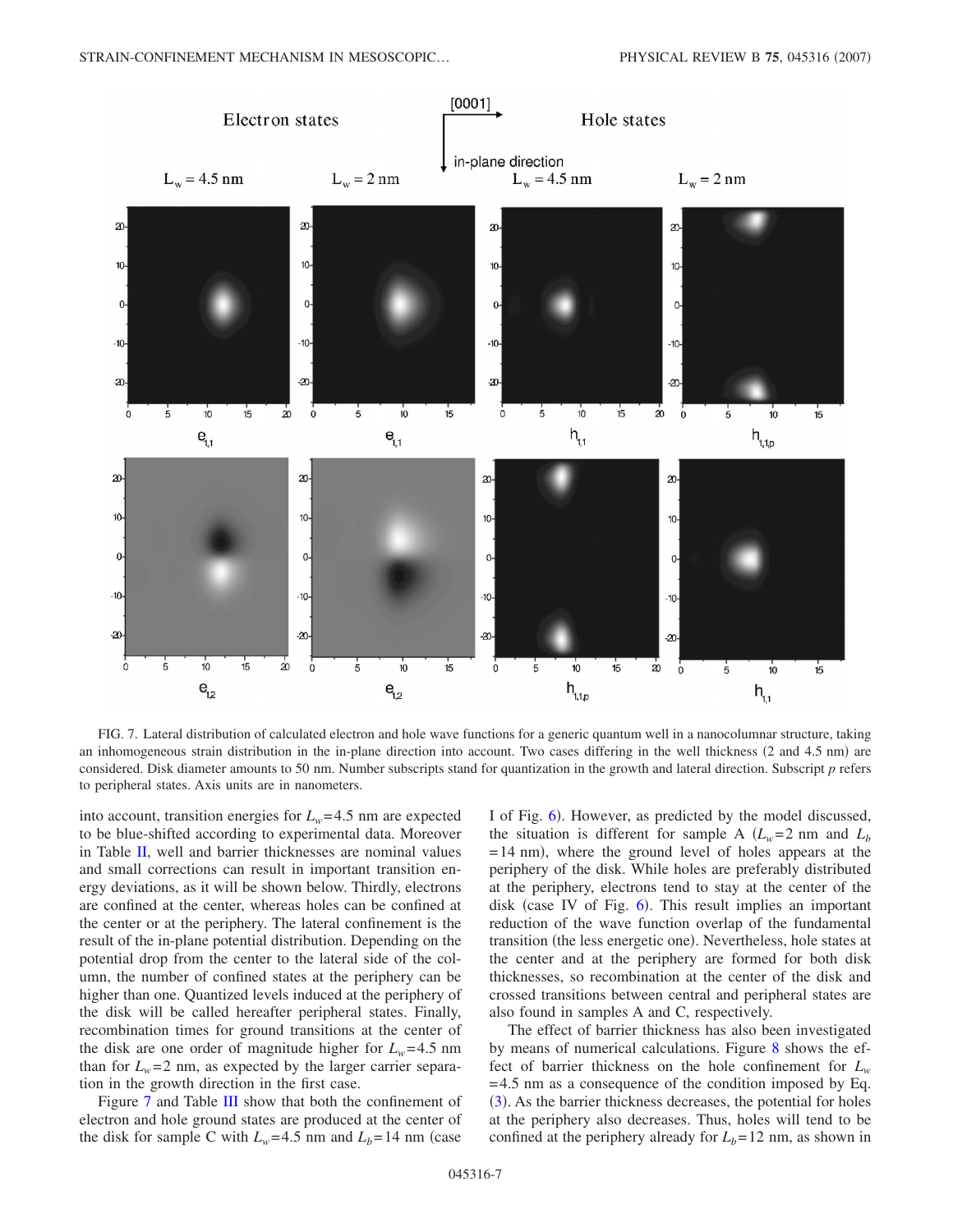FIG. 7. Lateral distribution of calculated electron and hole wave functions for a generic quantum well in a nanocolumnar structure, taking an inhomogeneous strain distribution in the in-plane direction into account. Two cases differing in the well thickness (2 and 4.5 nm) are considered. Disk diameter amounts to 50 nm. Number subscripts stand for quantization in the growth and lateral direction. Subscript $p$ refers to peripheral states. Axis units are in nanometers.

into account, transition energies for $L_w=4.5$ nm are expected to be blue-shifted according to experimental data. Moreover in Table II, well and barrier thicknesses are nominal values and small corrections can result in important transition energy deviations, as it will be shown below. Thirdly, electrons are confined at the center, whereas holes can be confined at the center or at the periphery. The lateral confinement is the result of the in-plane potential distribution. Depending on the potential drop from the center to the lateral side of the column, the number of confined states at the periphery can be higher than one. Quantized levels induced at the periphery of the disk will be called hereafter peripheral states. Finally, recombination times for ground transitions at the center of the disk are one order of magnitude higher for $L_w=4.5$ nm than for $L_w=2$ nm, as expected by the larger carrier separation in the growth direction in the first case.

Figure 7 and Table III show that both the confinement of electron and hole ground states are produced at the center of the disk for sample C with $L_w=4.5$ nm and $L_b=14$ nm (case I of Fig. 6). However, as predicted by the model discussed, the situation is different for sample A ($L_w=2$ nm and $L_b=14$ nm), where the ground level of holes appears at the periphery of the disk. While holes are preferably distributed at the periphery, electrons tend to stay at the center of the disk (case IV of Fig. 6). This result implies an important reduction of the wave function overlap of the fundamental transition (the less energetic one). Nevertheless, hole states at the center and at the periphery are formed for both disk thicknesses, so recombination at the center of the disk and crossed transitions between central and peripheral states are also found in samples A and C, respectively.

The effect of barrier thickness has also been investigated by means of numerical calculations. Figure 8 shows the effect of barrier thickness on the hole confinement for $L_w=4.5$ nm as a consequence of the condition imposed by Eq. (3). As the barrier thickness decreases, the potential for holes at the periphery also decreases. Thus, holes will tend to be confined at the periphery already for $L_b=12$ nm, as shown in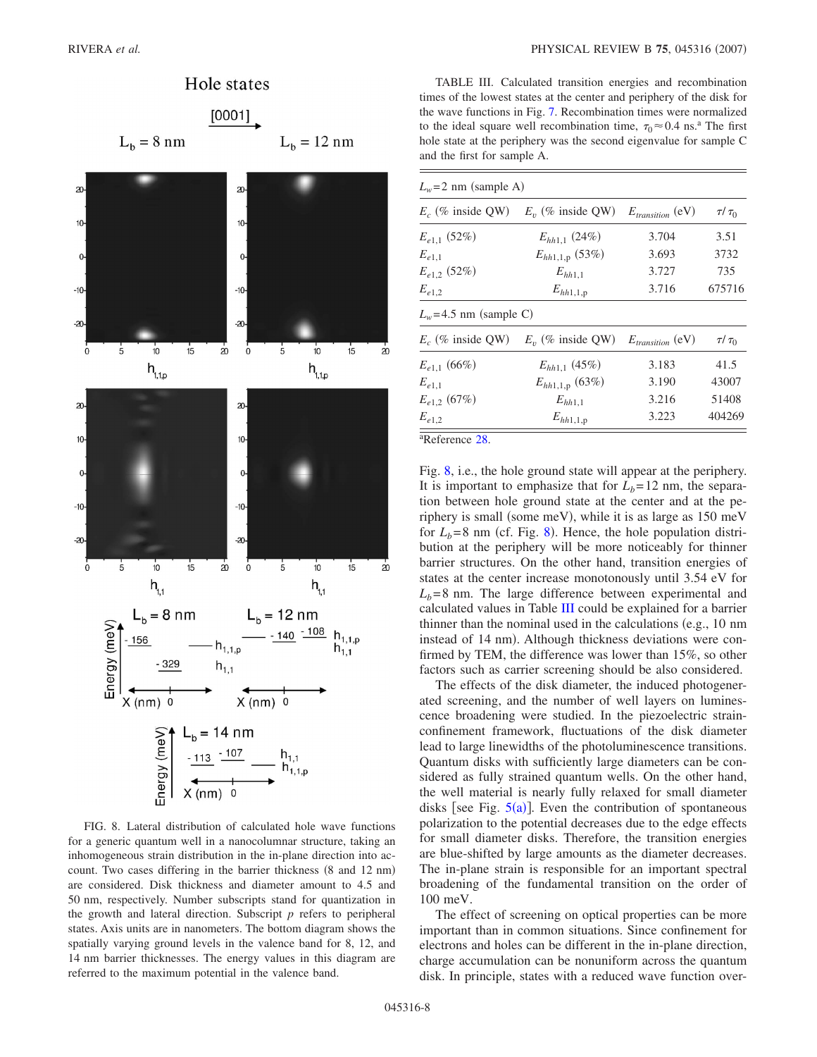FIG. 8. Lateral distribution of calculated hole wave functions for a generic quantum well in a nanocolumnar structure, taking an inhomogeneous strain distribution in the in-plane direction into account. Two cases differing in the barrier thickness (8 and 12 nm) are considered. Disk thickness and diameter amount to 4.5 and 50 nm, respectively. Number subscripts stand for quantization in the growth and lateral direction. Subscript $p$ refers to peripheral states. Axis units are in nanometers. The bottom diagram shows the spatially varying ground levels in the valence band for 8, 12, and 14 nm barrier thicknesses. The energy values in this diagram are referred to the maximum potential in the valence band.

TABLE III. Calculated transition energies and recombination times of the lowest states at the center and periphery of the disk for the wave functions in Fig. 7. Recombination times were normalized to the ideal square well recombination time, $\tau_0 \approx 0.4$ ns.[a] The first hole state at the periphery was the second eigenvalue for sample C and the first for sample A.

| $E_c$ (% inside QW) | $E_v$ (% inside QW) | $E_{transition}$ (eV) | $\tau/\tau_0$ |
|---|---|---|---|
| $L_w$=2 nm (sample A) | | | |
| $E_{e1,1}$ (52%) | $E_{hh1,1}$ (24%) | 3.704 | 3.51 |
| $E_{e1,1}$ | $E_{hh1,1,p}$ (53%) | 3.693 | 3732 |
| $E_{e1,2}$ (52%) | $E_{hh1,1}$ | 3.727 | 735 |
| $E_{e1,2}$ | $E_{hh1,1,p}$ | 3.716 | 675716 |
| $L_w$=4.5 nm (sample C) | | | |
| $E_{e1,1}$ (66%) | $E_{hh1,1}$ (45%) | 3.183 | 41.5 |
| $E_{e1,1}$ | $E_{hh1,1,p}$ (63%) | 3.190 | 43007 |
| $E_{e1,2}$ (67%) | $E_{hh1,1}$ | 3.216 | 51408 |
| $E_{e1,2}$ | $E_{hh1,1,p}$ | 3.223 | 404269 |

[a]Reference 28.

Fig. 8, i.e., the hole ground state will appear at the periphery. It is important to emphasize that for $L_b$=12 nm, the separation between hole ground state at the center and at the periphery is small (some meV), while it is as large as 150 meV for $L_b$=8 nm (cf. Fig. 8). Hence, the hole population distribution at the periphery will be more noticeably for thinner barrier structures. On the other hand, transition energies of states at the center increase monotonously until 3.54 eV for $L_b$=8 nm. The large difference between experimental and calculated values in Table III could be explained for a barrier thinner than the nominal used in the calculations (e.g., 10 nm instead of 14 nm). Although thickness deviations were confirmed by TEM, the difference was lower than 15%, so other factors such as carrier screening should be also considered.

The effects of the disk diameter, the induced photogenerated screening, and the number of well layers on luminescence broadening were studied. In the piezoelectric strain-confinement framework, fluctuations of the disk diameter lead to large linewidths of the photoluminescence transitions. Quantum disks with sufficiently large diameters can be considered as fully strained quantum wells. On the other hand, the well material is nearly fully relaxed for small diameter disks [see Fig. 5(a)]. Even the contribution of spontaneous polarization to the potential decreases due to the edge effects for small diameter disks. Therefore, the transition energies are blue-shifted by large amounts as the diameter decreases. The in-plane strain is responsible for an important spectral broadening of the fundamental transition on the order of 100 meV.

The effect of screening on optical properties can be more important than in common situations. Since confinement for electrons and holes can be different in the in-plane direction, charge accumulation can be nonuniform across the quantum disk. In principle, states with a reduced wave function over-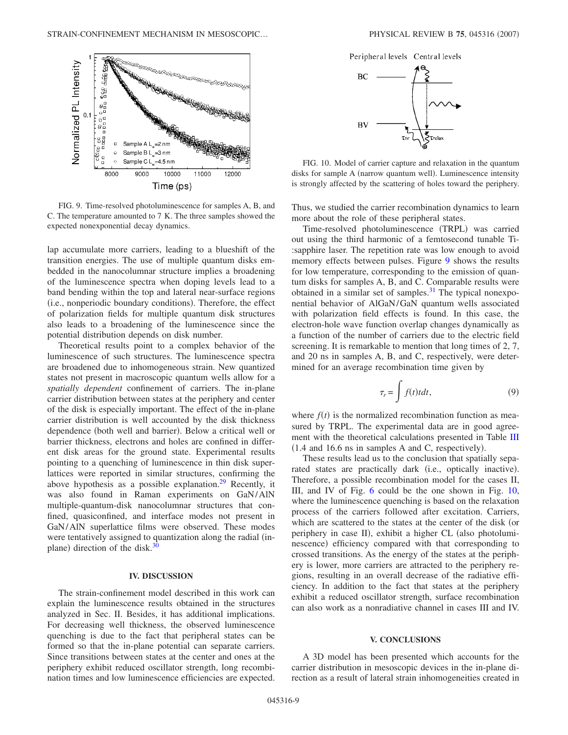FIG. 9. Time-resolved photoluminescence for samples A, B, and C. The temperature amounted to 7 K. The three samples showed the expected nonexponential decay dynamics.

lap accumulate more carriers, leading to a blueshift of the transition energies. The use of multiple quantum disks embedded in the nanocolumnar structure implies a broadening of the luminescence spectra when doping levels lead to a band bending within the top and lateral near-surface regions (i.e., nonperiodic boundary conditions). Therefore, the effect of polarization fields for multiple quantum disk structures also leads to a broadening of the luminescence since the potential distribution depends on disk number.

Theoretical results point to a complex behavior of the luminescence of such structures. The luminescence spectra are broadened due to inhomogeneous strain. New quantized states not present in macroscopic quantum wells allow for a *spatially dependent* confinement of carriers. The in-plane carrier distribution between states at the periphery and center of the disk is especially important. The effect of the in-plane carrier distribution is well accounted by the disk thickness dependence (both well and barrier). Below a critical well or barrier thickness, electrons and holes are confined in different disk areas for the ground state. Experimental results pointing to a quenching of luminescence in thin disk superlattices were reported in similar structures, confirming the above hypothesis as a possible explanation.[29] Recently, it was also found in Raman experiments on GaN/AlN multiple-quantum-disk nanocolumnar structures that confined, quasiconfined, and interface modes not present in GaN/AlN superlattice films were observed. These modes were tentatively assigned to quantization along the radial (in-plane) direction of the disk.[30]

## IV. DISCUSSION

The strain-confinement model described in this work can explain the luminescence results obtained in the structures analyzed in Sec. II. Besides, it has additional implications. For decreasing well thickness, the observed luminescence quenching is due to the fact that peripheral states can be formed so that the in-plane potential can separate carriers. Since transitions between states at the center and ones at the periphery exhibit reduced oscillator strength, long recombination times and low luminescence efficiencies are expected.

FIG. 10. Model of carrier capture and relaxation in the quantum disks for sample A (narrow quantum well). Luminescence intensity is strongly affected by the scattering of holes toward the periphery.

Thus, we studied the carrier recombination dynamics to learn more about the role of these peripheral states.

Time-resolved photoluminescence (TRPL) was carried out using the third harmonic of a femtosecond tunable Ti:sapphire laser. The repetition rate was low enough to avoid memory effects between pulses. Figure 9 shows the results for low temperature, corresponding to the emission of quantum disks for samples A, B, and C. Comparable results were obtained in a similar set of samples.[31] The typical nonexponential behavior of AlGaN/GaN quantum wells associated with polarization field effects is found. In this case, the electron-hole wave function overlap changes dynamically as a function of the number of carriers due to the electric field screening. It is remarkable to mention that long times of 2, 7, and 20 ns in samples A, B, and C, respectively, were determined for an average recombination time given by

$$\tau_r = \int f(t) t dt, \tag{9}$$

where $f(t)$ is the normalized recombination function as measured by TRPL. The experimental data are in good agreement with the theoretical calculations presented in Table III (1.4 and 16.6 ns in samples A and C, respectively).

These results lead us to the conclusion that spatially separated states are practically dark (i.e., optically inactive). Therefore, a possible recombination model for the cases II, III, and IV of Fig. 6 could be the one shown in Fig. 10, where the luminescence quenching is based on the relaxation process of the carriers followed after excitation. Carriers, which are scattered to the states at the center of the disk (or periphery in case II), exhibit a higher CL (also photoluminescence) efficiency compared with that corresponding to crossed transitions. As the energy of the states at the periphery is lower, more carriers are attracted to the periphery regions, resulting in an overall decrease of the radiative efficiency. In addition to the fact that states at the periphery exhibit a reduced oscillator strength, surface recombination can also work as a nonradiative channel in cases III and IV.

## V. CONCLUSIONS

A 3D model has been presented which accounts for the carrier distribution in mesoscopic devices in the in-plane direction as a result of lateral strain inhomogeneities created in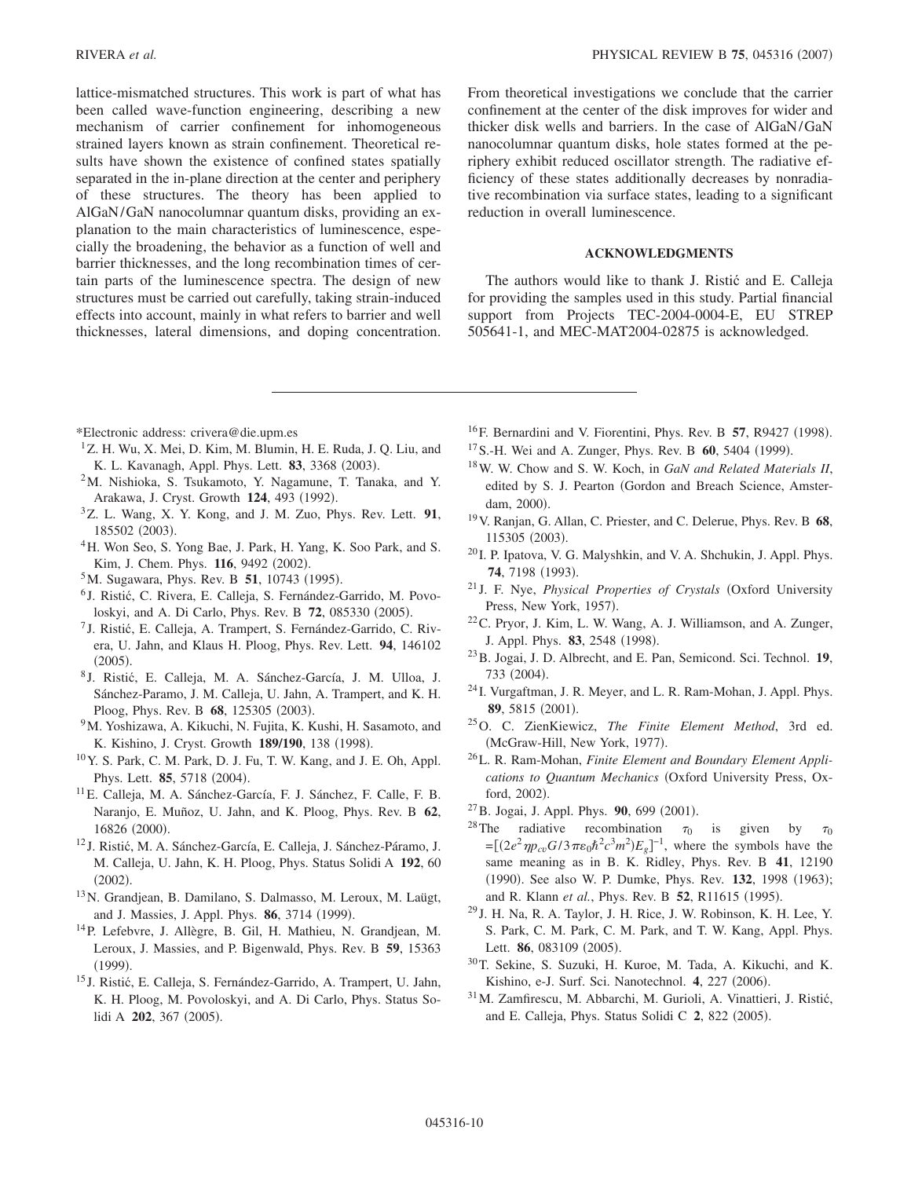lattice-mismatched structures. This work is part of what has been called wave-function engineering, describing a new mechanism of carrier confinement for inhomogeneous strained layers known as strain confinement. Theoretical results have shown the existence of confined states spatially separated in the in-plane direction at the center and periphery of these structures. The theory has been applied to AlGaN/GaN nanocolumnar quantum disks, providing an explanation to the main characteristics of luminescence, especially the broadening, the behavior as a function of well and barrier thicknesses, and the long recombination times of certain parts of the luminescence spectra. The design of new structures must be carried out carefully, taking strain-induced effects into account, mainly in what refers to barrier and well thicknesses, lateral dimensions, and doping concentration. From theoretical investigations we conclude that the carrier confinement at the center of the disk improves for wider and thicker disk wells and barriers. In the case of AlGaN/GaN nanocolumnar quantum disks, hole states formed at the periphery exhibit reduced oscillator strength. The radiative efficiency of these states additionally decreases by nonradiative recombination via surface states, leading to a significant reduction in overall luminescence.

## ACKNOWLEDGMENTS

The authors would like to thank J. Ristić and E. Calleja for providing the samples used in this study. Partial financial support from Projects TEC-2004-0004-E, EU STREP 505641-1, and MEC-MAT2004-02875 is acknowledged.

---

*Electronic address: crivera@die.upm.es

[1] Z. H. Wu, X. Mei, D. Kim, M. Blumin, H. E. Ruda, J. Q. Liu, and K. L. Kavanagh, Appl. Phys. Lett. **83**, 3368 (2003).

[2] M. Nishioka, S. Tsukamoto, Y. Nagamune, T. Tanaka, and Y. Arakawa, J. Cryst. Growth **124**, 493 (1992).

[3] Z. L. Wang, X. Y. Kong, and J. M. Zuo, Phys. Rev. Lett. **91**, 185502 (2003).

[4] H. Won Seo, S. Yong Bae, J. Park, H. Yang, K. Soo Park, and S. Kim, J. Chem. Phys. **116**, 9492 (2002).

[5] M. Sugawara, Phys. Rev. B **51**, 10743 (1995).

[6] J. Ristić, C. Rivera, E. Calleja, S. Fernández-Garrido, M. Povoloskyi, and A. Di Carlo, Phys. Rev. B **72**, 085330 (2005).

[7] J. Ristić, E. Calleja, A. Trampert, S. Fernández-Garrido, C. Rivera, U. Jahn, and Klaus H. Ploog, Phys. Rev. Lett. **94**, 146102 (2005).

[8] J. Ristić, E. Calleja, M. A. Sánchez-García, J. M. Ulloa, J. Sánchez-Paramo, J. M. Calleja, U. Jahn, A. Trampert, and K. H. Ploog, Phys. Rev. B **68**, 125305 (2003).

[9] M. Yoshizawa, A. Kikuchi, N. Fujita, K. Kushi, H. Sasamoto, and K. Kishino, J. Cryst. Growth **189/190**, 138 (1998).

[10] Y. S. Park, C. M. Park, D. J. Fu, T. W. Kang, and J. E. Oh, Appl. Phys. Lett. **85**, 5718 (2004).

[11] E. Calleja, M. A. Sánchez-García, F. J. Sánchez, F. Calle, F. B. Naranjo, E. Muñoz, U. Jahn, and K. Ploog, Phys. Rev. B **62**, 16826 (2000).

[12] J. Ristić, M. A. Sánchez-García, E. Calleja, J. Sánchez-Páramo, J. M. Calleja, U. Jahn, K. H. Ploog, Phys. Status Solidi A **192**, 60 (2002).

[13] N. Grandjean, B. Damilano, S. Dalmasso, M. Leroux, M. Laügt, and J. Massies, J. Appl. Phys. **86**, 3714 (1999).

[14] P. Lefebvre, J. Allègre, B. Gil, H. Mathieu, N. Grandjean, M. Leroux, J. Massies, and P. Bigenwald, Phys. Rev. B **59**, 15363 (1999).

[15] J. Ristić, E. Calleja, S. Fernández-Garrido, A. Trampert, U. Jahn, K. H. Ploog, M. Povoloskyi, and A. Di Carlo, Phys. Status Solidi A **202**, 367 (2005).

[16] F. Bernardini and V. Fiorentini, Phys. Rev. B **57**, R9427 (1998).

[17] S.-H. Wei and A. Zunger, Phys. Rev. B **60**, 5404 (1999).

[18] W. W. Chow and S. W. Koch, in *GaN and Related Materials II*, edited by S. J. Pearton (Gordon and Breach Science, Amsterdam, 2000).

[19] V. Ranjan, G. Allan, C. Priester, and C. Delerue, Phys. Rev. B **68**, 115305 (2003).

[20] I. P. Ipatova, V. G. Malyshkin, and V. A. Shchukin, J. Appl. Phys. **74**, 7198 (1993).

[21] J. F. Nye, *Physical Properties of Crystals* (Oxford University Press, New York, 1957).

[22] C. Pryor, J. Kim, L. W. Wang, A. J. Williamson, and A. Zunger, J. Appl. Phys. **83**, 2548 (1998).

[23] B. Jogai, J. D. Albrecht, and E. Pan, Semicond. Sci. Technol. **19**, 733 (2004).

[24] I. Vurgaftman, J. R. Meyer, and L. R. Ram-Mohan, J. Appl. Phys. **89**, 5815 (2001).

[25] O. C. ZienKiewicz, *The Finite Element Method*, 3rd ed. (McGraw-Hill, New York, 1977).

[26] L. R. Ram-Mohan, *Finite Element and Boundary Element Applications to Quantum Mechanics* (Oxford University Press, Oxford, 2002).

[27] B. Jogai, J. Appl. Phys. **90**, 699 (2001).

[28] The radiative recombination $\tau_0$ is given by $\tau_0 = [(2e^2 \eta p_{cv} G/3\pi\varepsilon_0 \hbar^2 c^3 m^2)E_g]^{-1}$, where the symbols have the same meaning as in B. K. Ridley, Phys. Rev. B **41**, 12190 (1990). See also W. P. Dumke, Phys. Rev. **132**, 1998 (1963); and R. Klann *et al.*, Phys. Rev. B **52**, R11615 (1995).

[29] J. H. Na, R. A. Taylor, J. H. Rice, J. W. Robinson, K. H. Lee, Y. S. Park, C. M. Park, and T. W. Kang, Appl. Phys. Lett. **86**, 083109 (2005).

[30] T. Sekine, S. Suzuki, H. Kuroe, M. Tada, A. Kikuchi, and K. Kishino, e-J. Surf. Sci. Nanotechnol. **4**, 227 (2006).

[31] M. Zamfirescu, M. Abbarchi, M. Gurioli, A. Vinattieri, J. Ristić, and E. Calleja, Phys. Status Solidi C **2**, 822 (2005).